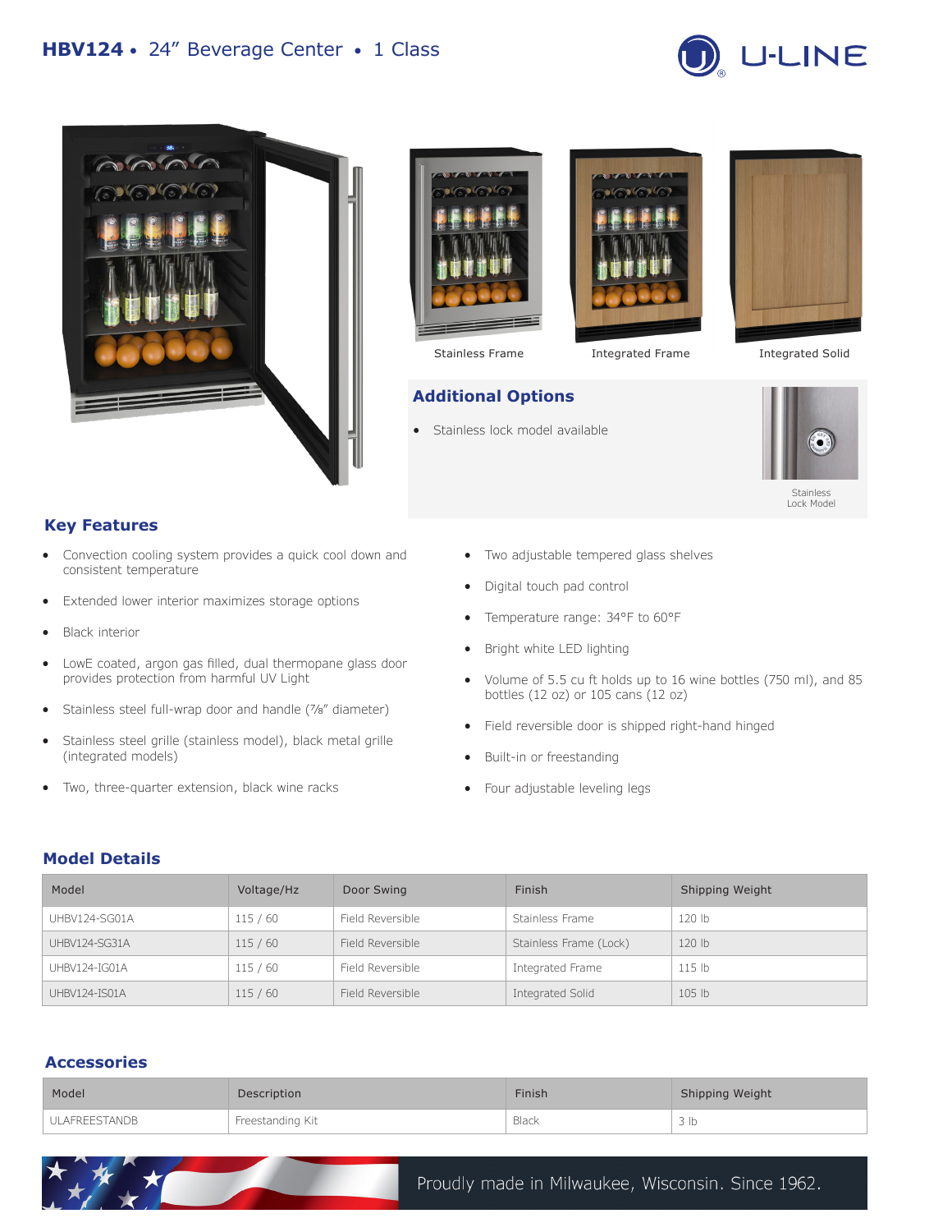# HBV124 • 24″ Beverage Center • 1 Class

U-LINE

Stainless Frame

Integrated Frame

Integrated Solid

## Additional Options

- Stainless lock model available

Stainless Lock Model

## Key Features

- Convection cooling system provides a quick cool down and consistent temperature
- Extended lower interior maximizes storage options
- Black interior
- LowE coated, argon gas filled, dual thermopane glass door provides protection from harmful UV Light
- Stainless steel full-wrap door and handle (⅞″ diameter)
- Stainless steel grille (stainless model), black metal grille (integrated models)
- Two, three-quarter extension, black wine racks
- Two adjustable tempered glass shelves
- Digital touch pad control
- Temperature range: 34°F to 60°F
- Bright white LED lighting
- Volume of 5.5 cu ft holds up to 16 wine bottles (750 ml), and 85 bottles (12 oz) or 105 cans (12 oz)
- Field reversible door is shipped right-hand hinged
- Built-in or freestanding
- Four adjustable leveling legs

## Model Details

| Model | Voltage/Hz | Door Swing | Finish | Shipping Weight |
|---|---|---|---|---|
| UHBV124-SG01A | 115 / 60 | Field Reversible | Stainless Frame | 120 lb |
| UHBV124-SG31A | 115 / 60 | Field Reversible | Stainless Frame (Lock) | 120 lb |
| UHBV124-IG01A | 115 / 60 | Field Reversible | Integrated Frame | 115 lb |
| UHBV124-IS01A | 115 / 60 | Field Reversible | Integrated Solid | 105 lb |

## Accessories

| Model | Description | Finish | Shipping Weight |
|---|---|---|---|
| ULAFREESTANDB | Freestanding Kit | Black | 3 lb |

Proudly made in Milwaukee, Wisconsin. Since 1962.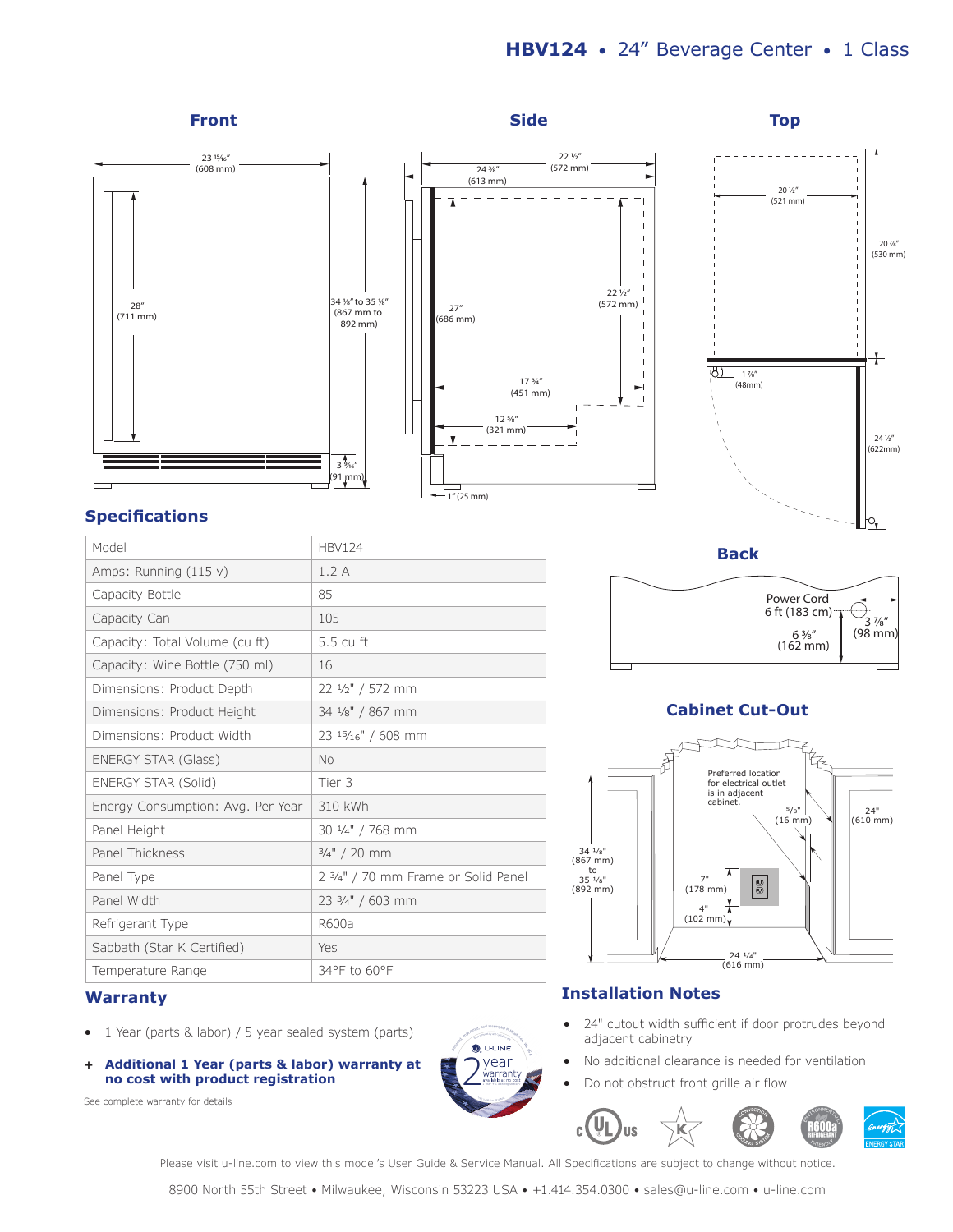# HBV124 • 24" Beverage Center • 1 Class

Front

23 15/16" (608 mm)

28" (711 mm)

34 1/8" to 35 1/8" (867 mm to 892 mm)

3 9/16" (91 mm)

Side

24 1/8" (613 mm)

22 1/2" (572 mm)

27" (686 mm)

22 1/2" (572 mm)

17 3/4" (451 mm)

12 5/8" (321 mm)

1" (25 mm)

Top

20 1/2" (521 mm)

20 7/8" (530 mm)

1 7/8" (48mm)

24 1/2" (622mm)

Back

Power Cord 6 ft (183 cm)

6 3/8" (162 mm)

3 7/8" (98 mm)

## Specifications

| | |
|---|---|
| Model | HBV124 |
| Amps: Running (115 v) | 1.2 A |
| Capacity Bottle | 85 |
| Capacity Can | 105 |
| Capacity: Total Volume (cu ft) | 5.5 cu ft |
| Capacity: Wine Bottle (750 ml) | 16 |
| Dimensions: Product Depth | 22 ½" / 572 mm |
| Dimensions: Product Height | 34 ⅛" / 867 mm |
| Dimensions: Product Width | 23 15/16" / 608 mm |
| ENERGY STAR (Glass) | No |
| ENERGY STAR (Solid) | Tier 3 |
| Energy Consumption: Avg. Per Year | 310 kWh |
| Panel Height | 30 ¼" / 768 mm |
| Panel Thickness | ¾" / 20 mm |
| Panel Type | 2 ¾" / 70 mm Frame or Solid Panel |
| Panel Width | 23 ¾" / 603 mm |
| Refrigerant Type | R600a |
| Sabbath (Star K Certified) | Yes |
| Temperature Range | 34°F to 60°F |

## Cabinet Cut-Out

Preferred location for electrical outlet is in adjacent cabinet.

5/8" (16 mm)

24" (610 mm)

34 1/8" (867 mm) to 35 1/8" (892 mm)

7" (178 mm)

4" (102 mm)

24 1/4" (616 mm)

## Warranty

- 1 Year (parts & labor) / 5 year sealed system (parts)

+ **Additional 1 Year (parts & labor) warranty at no cost with product registration**

See complete warranty for details

U-LINE 2 year warranty available at no cost

## Installation Notes

- 24" cutout width sufficient if door protrudes beyond adjacent cabinetry
- No additional clearance is needed for ventilation
- Do not obstruct front grille air flow

Please visit u-line.com to view this model's User Guide & Service Manual. All Specifications are subject to change without notice.

8900 North 55th Street • Milwaukee, Wisconsin 53223 USA • +1.414.354.0300 • sales@u-line.com • u-line.com